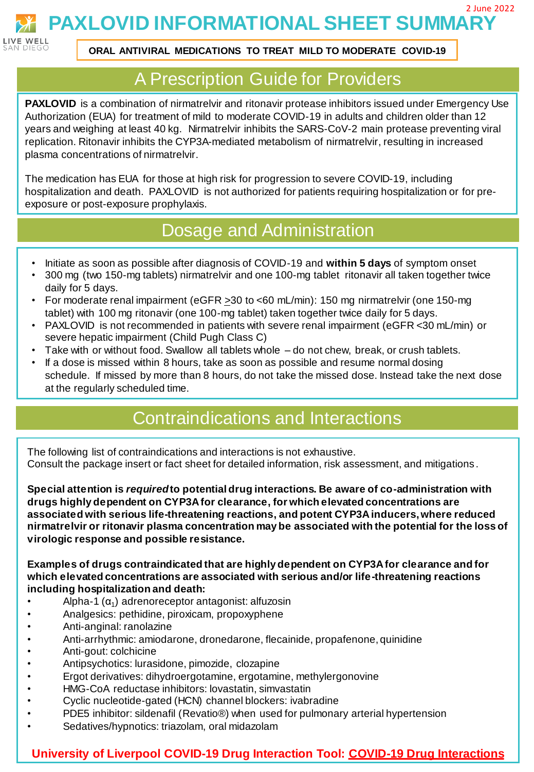2 June 2022

# PAXLOVID INFORMATIONAL SHEET SUMMARY

LIVE WELL SAN DIEGO

**ORAL ANTIVIRAL MEDICATIONS TO TREAT MILD TO MODERATE COVID-19**

## A Prescription Guide for Providers

**PAXLOVID** is a combination of nirmatrelvir and ritonavir protease inhibitors issued under Emergency Use Authorization (EUA) for treatment of mild to moderate COVID-19 in adults and children older than 12 years and weighing at least 40 kg. Nirmatrelvir inhibits the SARS-CoV-2 main protease preventing viral replication. Ritonavir inhibits the CYP3A-mediated metabolism of nirmatrelvir, resulting in increased plasma concentrations of nirmatrelvir.

The medication has EUA for those at high risk for progression to severe COVID-19, including hospitalization and death. PAXLOVID is not authorized for patients requiring hospitalization or for pre-exposure or post-exposure prophylaxis.

## Dosage and Administration

- Initiate as soon as possible after diagnosis of COVID-19 and **within 5 days** of symptom onset
- 300 mg (two 150-mg tablets) nirmatrelvir and one 100-mg tablet ritonavir all taken together twice daily for 5 days.
- For moderate renal impairment (eGFR $\geq$30 to <60 mL/min): 150 mg nirmatrelvir (one 150-mg tablet) with 100 mg ritonavir (one 100-mg tablet) taken together twice daily for 5 days.
- PAXLOVID is not recommended in patients with severe renal impairment (eGFR <30 mL/min) or severe hepatic impairment (Child Pugh Class C)
- Take with or without food. Swallow all tablets whole – do not chew, break, or crush tablets.
- If a dose is missed within 8 hours, take as soon as possible and resume normal dosing schedule. If missed by more than 8 hours, do not take the missed dose. Instead take the next dose at the regularly scheduled time.

## Contraindications and Interactions

The following list of contraindications and interactions is not exhaustive.
Consult the package insert or fact sheet for detailed information, risk assessment, and mitigations.

**Special attention is *required* to potential drug interactions. Be aware of co-administration with drugs highly dependent on CYP3A for clearance, for which elevated concentrations are associated with serious life-threatening reactions, and potent CYP3A inducers, where reduced nirmatrelvir or ritonavir plasma concentration may be associated with the potential for the loss of virologic response and possible resistance.**

**Examples of drugs contraindicated that are highly dependent on CYP3A for clearance and for which elevated concentrations are associated with serious and/or life-threatening reactions including hospitalization and death:**

- Alpha-1 ($\alpha_1$) adrenoreceptor antagonist: alfuzosin
- Analgesics: pethidine, piroxicam, propoxyphene
- Anti-anginal: ranolazine
- Anti-arrhythmic: amiodarone, dronedarone, flecainide, propafenone, quinidine
- Anti-gout: colchicine
- Antipsychotics: lurasidone, pimozide, clozapine
- Ergot derivatives: dihydroergotamine, ergotamine, methylergonovine
- HMG-CoA reductase inhibitors: lovastatin, simvastatin
- Cyclic nucleotide-gated (HCN) channel blockers: ivabradine
- PDE5 inhibitor: sildenafil (Revatio®) when used for pulmonary arterial hypertension
- Sedatives/hypnotics: triazolam, oral midazolam

**University of Liverpool COVID-19 Drug Interaction Tool: COVID-19 Drug Interactions**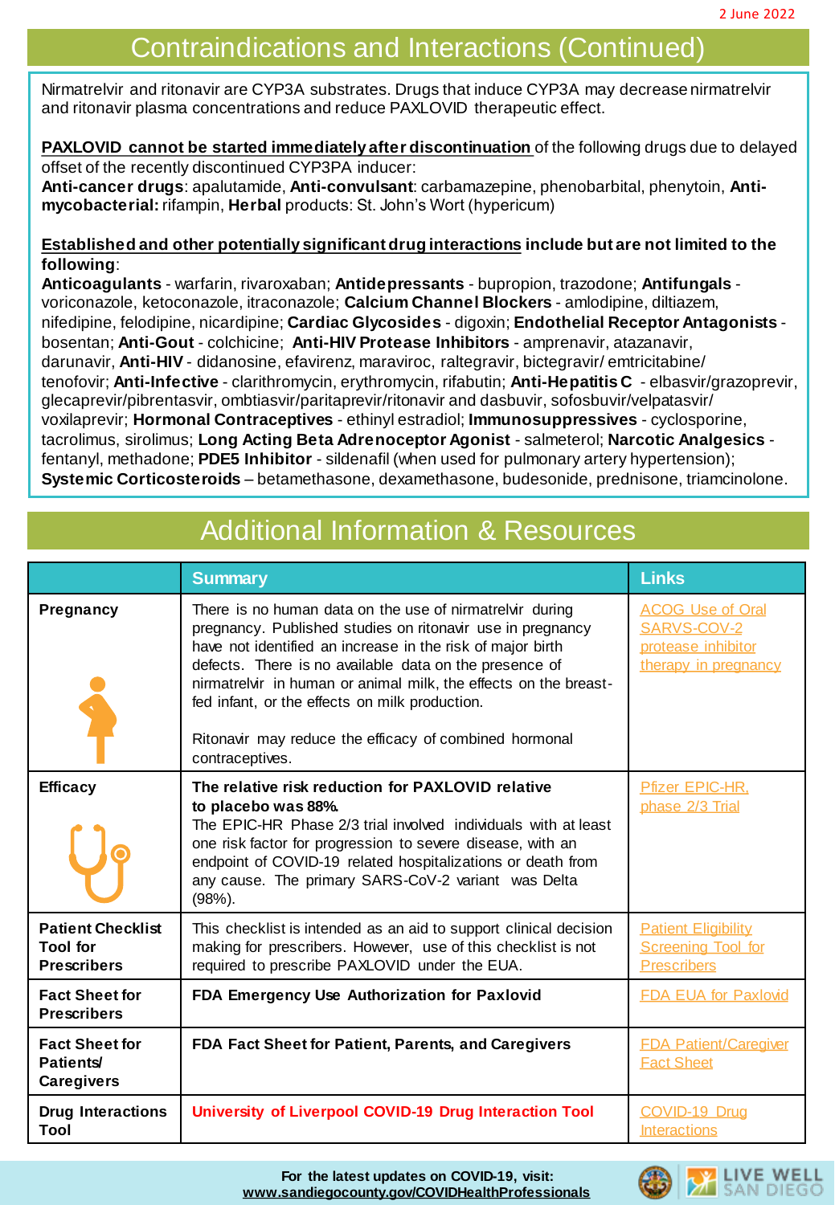# Contraindications and Interactions (Continued)

Nirmatrelvir and ritonavir are CYP3A substrates. Drugs that induce CYP3A may decrease nirmatrelvir and ritonavir plasma concentrations and reduce PAXLOVID therapeutic effect.

**PAXLOVID cannot be started immediately after discontinuation** of the following drugs due to delayed offset of the recently discontinued CYP3PA inducer:
**Anti-cancer drugs**: apalutamide, **Anti-convulsant**: carbamazepine, phenobarbital, phenytoin, **Anti-mycobacterial:** rifampin, **Herbal** products: St. John's Wort (hypericum)

**Established and other potentially significant drug interactions include but are not limited to the following**:
**Anticoagulants** - warfarin, rivaroxaban; **Antidepressants** - bupropion, trazodone; **Antifungals** - voriconazole, ketoconazole, itraconazole; **Calcium Channel Blockers** - amlodipine, diltiazem, nifedipine, felodipine, nicardipine; **Cardiac Glycosides** - digoxin; **Endothelial Receptor Antagonists** - bosentan; **Anti-Gout** - colchicine; **Anti-HIV Protease Inhibitors** - amprenavir, atazanavir, darunavir, **Anti-HIV** - didanosine, efavirenz, maraviroc, raltegravir, bictegravir/ emtricitabine/ tenofovir; **Anti-Infective** - clarithromycin, erythromycin, rifabutin; **Anti-Hepatitis C** - elbasvir/grazoprevir, glecaprevir/pibrentasvir, ombtiasvir/paritaprevir/ritonavir and dasbuvir, sofosbuvir/velpatasvir/ voxilaprevir; **Hormonal Contraceptives** - ethinyl estradiol; **Immunosuppressives** - cyclosporine, tacrolimus, sirolimus; **Long Acting Beta Adrenoceptor Agonist** - salmeterol; **Narcotic Analgesics** - fentanyl, methadone; **PDE5 Inhibitor** - sildenafil (when used for pulmonary artery hypertension); **Systemic Corticosteroids** – betamethasone, dexamethasone, budesonide, prednisone, triamcinolone.

# Additional Information & Resources

| | Summary | Links |
|---|---|---|
| **Pregnancy** | There is no human data on the use of nirmatrelvir during pregnancy. Published studies on ritonavir use in pregnancy have not identified an increase in the risk of major birth defects. There is no available data on the presence of nirmatrelvir in human or animal milk, the effects on the breast-fed infant, or the effects on milk production.<br><br>Ritonavir may reduce the efficacy of combined hormonal contraceptives. | ACOG Use of Oral SARVS-COV-2 protease inhibitor therapy in pregnancy |
| **Efficacy** | **The relative risk reduction for PAXLOVID relative to placebo was 88%.**<br>The EPIC-HR Phase 2/3 trial involved individuals with at least one risk factor for progression to severe disease, with an endpoint of COVID-19 related hospitalizations or death from any cause. The primary SARS-CoV-2 variant was Delta (98%). | Pfizer EPIC-HR, phase 2/3 Trial |
| **Patient Checklist Tool for Prescribers** | This checklist is intended as an aid to support clinical decision making for prescribers. However, use of this checklist is not required to prescribe PAXLOVID under the EUA. | Patient Eligibility Screening Tool for Prescribers |
| **Fact Sheet for Prescribers** | **FDA Emergency Use Authorization for Paxlovid** | FDA EUA for Paxlovid |
| **Fact Sheet for Patients/ Caregivers** | **FDA Fact Sheet for Patient, Parents, and Caregivers** | FDA Patient/Caregiver Fact Sheet |
| **Drug Interactions Tool** | **University of Liverpool COVID-19 Drug Interaction Tool** | COVID-19 Drug Interactions |

**For the latest updates on COVID-19, visit: www.sandiegocounty.gov/COVIDHealthProfessionals**